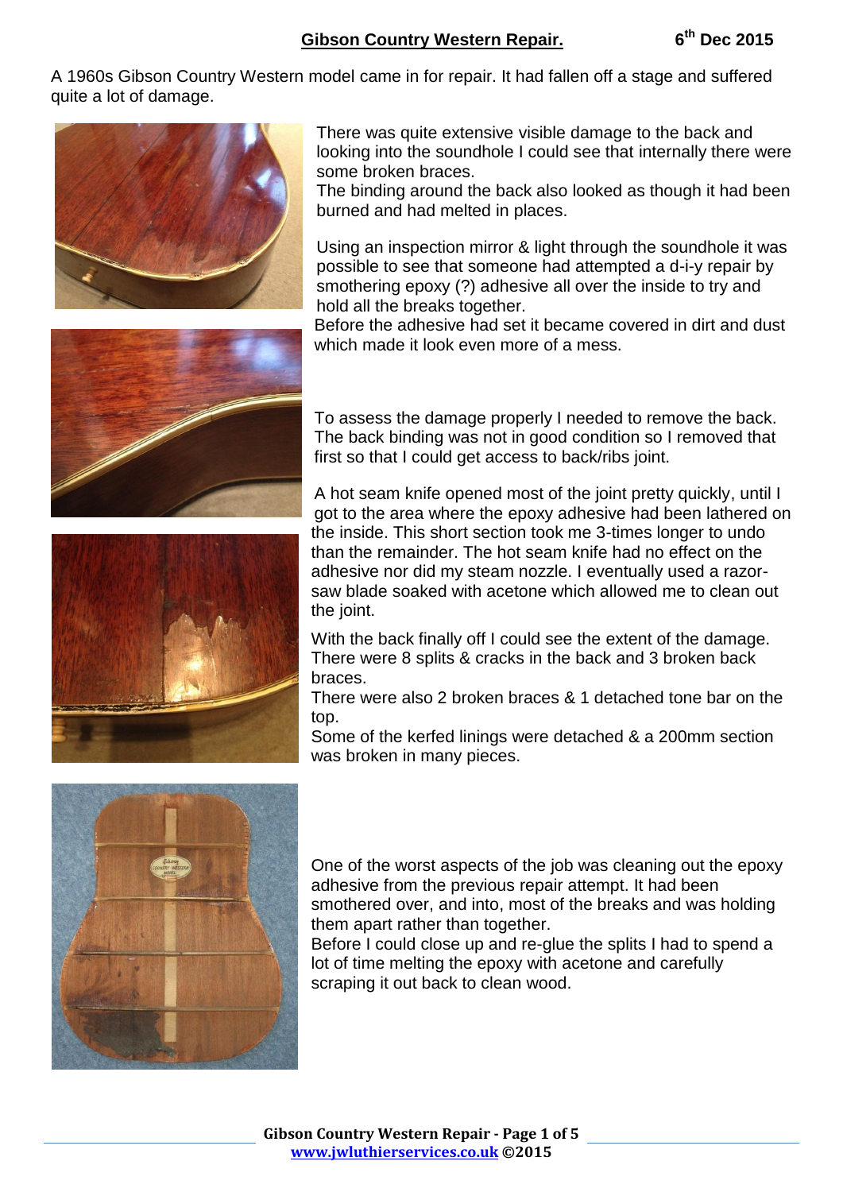# Gibson Country Western Repair.

**6th Dec 2015**

A 1960s Gibson Country Western model came in for repair. It had fallen off a stage and suffered quite a lot of damage.

There was quite extensive visible damage to the back and looking into the soundhole I could see that internally there were some broken braces.
The binding around the back also looked as though it had been burned and had melted in places.

Using an inspection mirror & light through the soundhole it was possible to see that someone had attempted a d-i-y repair by smothering epoxy (?) adhesive all over the inside to try and hold all the breaks together.
Before the adhesive had set it became covered in dirt and dust which made it look even more of a mess.

To assess the damage properly I needed to remove the back. The back binding was not in good condition so I removed that first so that I could get access to back/ribs joint.

A hot seam knife opened most of the joint pretty quickly, until I got to the area where the epoxy adhesive had been lathered on the inside. This short section took me 3-times longer to undo than the remainder. The hot seam knife had no effect on the adhesive nor did my steam nozzle. I eventually used a razor-saw blade soaked with acetone which allowed me to clean out the joint.

With the back finally off I could see the extent of the damage. There were 8 splits & cracks in the back and 3 broken back braces.
There were also 2 broken braces & 1 detached tone bar on the top.
Some of the kerfed linings were detached & a 200mm section was broken in many pieces.

One of the worst aspects of the job was cleaning out the epoxy adhesive from the previous repair attempt. It had been smothered over, and into, most of the breaks and was holding them apart rather than together.
Before I could close up and re-glue the splits I had to spend a lot of time melting the epoxy with acetone and carefully scraping it out back to clean wood.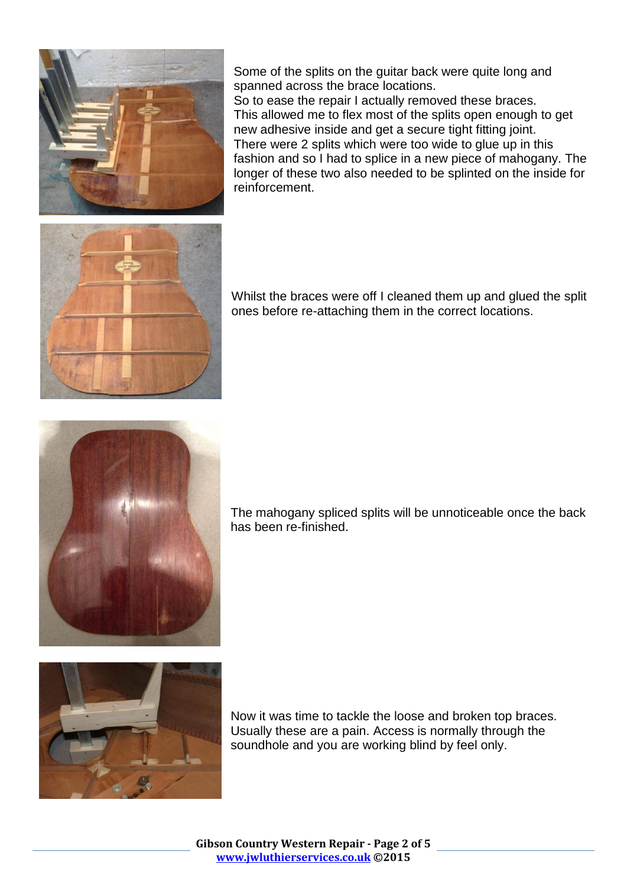Some of the splits on the guitar back were quite long and spanned across the brace locations.
So to ease the repair I actually removed these braces.
This allowed me to flex most of the splits open enough to get new adhesive inside and get a secure tight fitting joint.
There were 2 splits which were too wide to glue up in this fashion and so I had to splice in a new piece of mahogany. The longer of these two also needed to be splinted on the inside for reinforcement.

Whilst the braces were off I cleaned them up and glued the split ones before re-attaching them in the correct locations.

The mahogany spliced splits will be unnoticeable once the back has been re-finished.

Now it was time to tackle the loose and broken top braces. Usually these are a pain. Access is normally through the soundhole and you are working blind by feel only.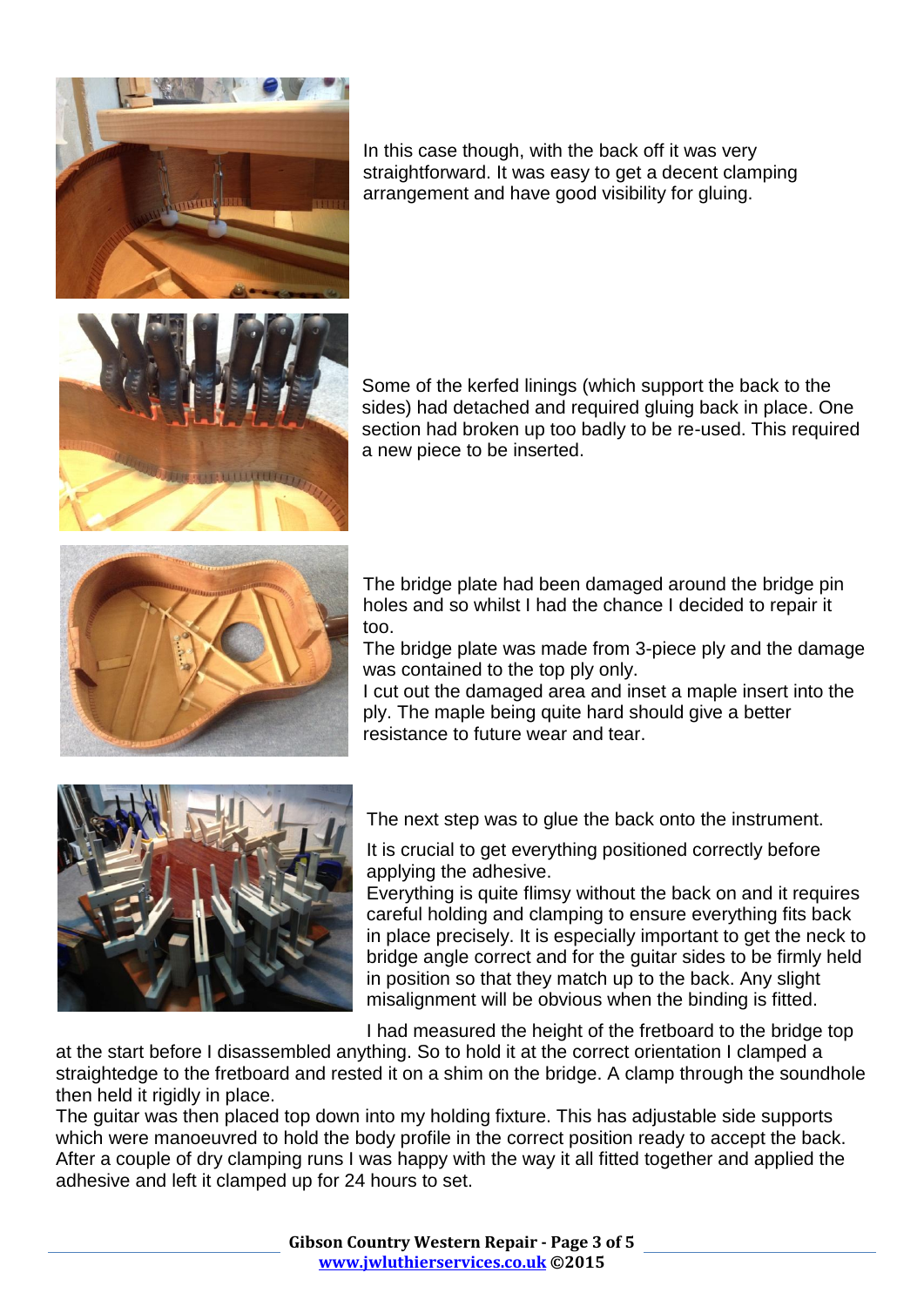In this case though, with the back off it was very straightforward. It was easy to get a decent clamping arrangement and have good visibility for gluing.

Some of the kerfed linings (which support the back to the sides) had detached and required gluing back in place. One section had broken up too badly to be re-used. This required a new piece to be inserted.

The bridge plate had been damaged around the bridge pin holes and so whilst I had the chance I decided to repair it too.

The bridge plate was made from 3-piece ply and the damage was contained to the top ply only.

I cut out the damaged area and inset a maple insert into the ply. The maple being quite hard should give a better resistance to future wear and tear.

The next step was to glue the back onto the instrument.

It is crucial to get everything positioned correctly before applying the adhesive.

Everything is quite flimsy without the back on and it requires careful holding and clamping to ensure everything fits back in place precisely. It is especially important to get the neck to bridge angle correct and for the guitar sides to be firmly held in position so that they match up to the back. Any slight misalignment will be obvious when the binding is fitted.

I had measured the height of the fretboard to the bridge top at the start before I disassembled anything. So to hold it at the correct orientation I clamped a straightedge to the fretboard and rested it on a shim on the bridge. A clamp through the soundhole then held it rigidly in place.

The guitar was then placed top down into my holding fixture. This has adjustable side supports which were manoeuvred to hold the body profile in the correct position ready to accept the back. After a couple of dry clamping runs I was happy with the way it all fitted together and applied the adhesive and left it clamped up for 24 hours to set.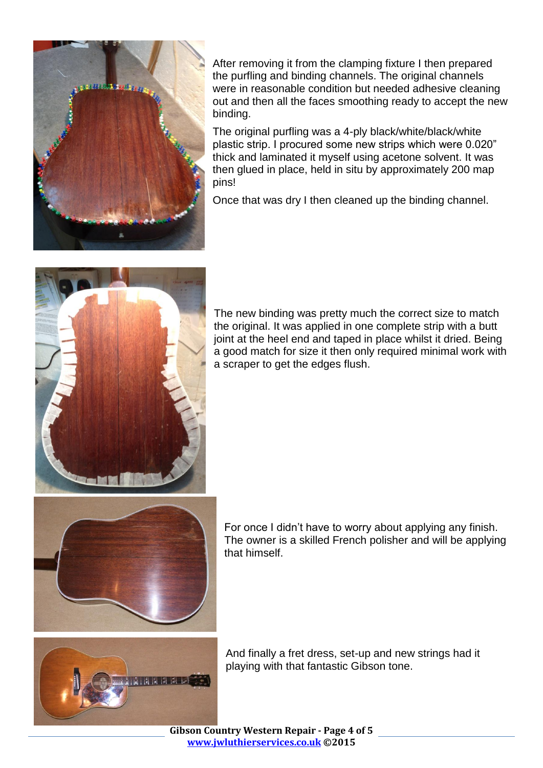After removing it from the clamping fixture I then prepared the purfling and binding channels. The original channels were in reasonable condition but needed adhesive cleaning out and then all the faces smoothing ready to accept the new binding.

The original purfling was a 4-ply black/white/black/white plastic strip. I procured some new strips which were 0.020" thick and laminated it myself using acetone solvent. It was then glued in place, held in situ by approximately 200 map pins!

Once that was dry I then cleaned up the binding channel.

The new binding was pretty much the correct size to match the original. It was applied in one complete strip with a butt joint at the heel end and taped in place whilst it dried. Being a good match for size it then only required minimal work with a scraper to get the edges flush.

For once I didn't have to worry about applying any finish. The owner is a skilled French polisher and will be applying that himself.

And finally a fret dress, set-up and new strings had it playing with that fantastic Gibson tone.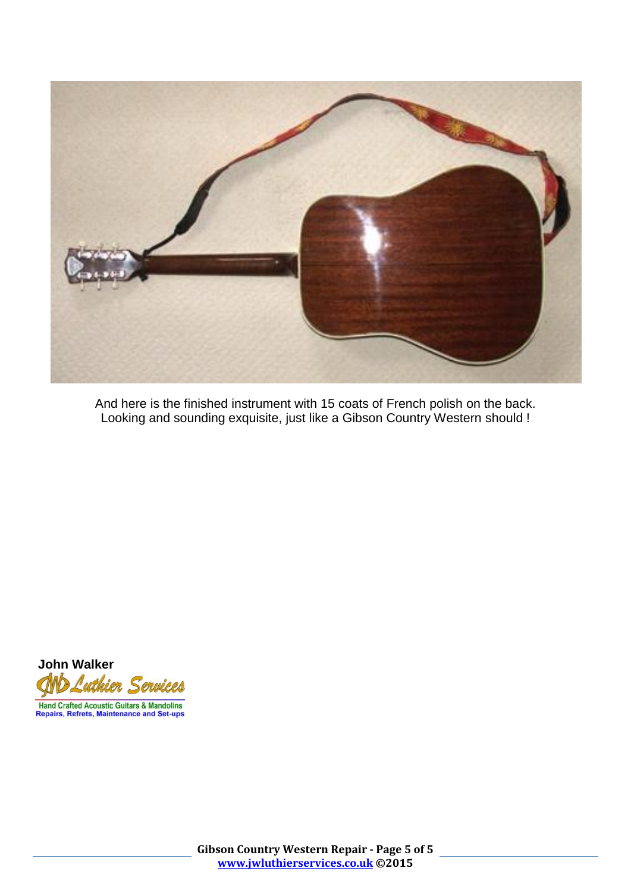And here is the finished instrument with 15 coats of French polish on the back.
Looking and sounding exquisite, just like a Gibson Country Western should !

**John Walker**

JW Luthier Services

Hand Crafted Acoustic Guitars & Mandolins
Repairs, Refrets, Maintenance and Set-ups